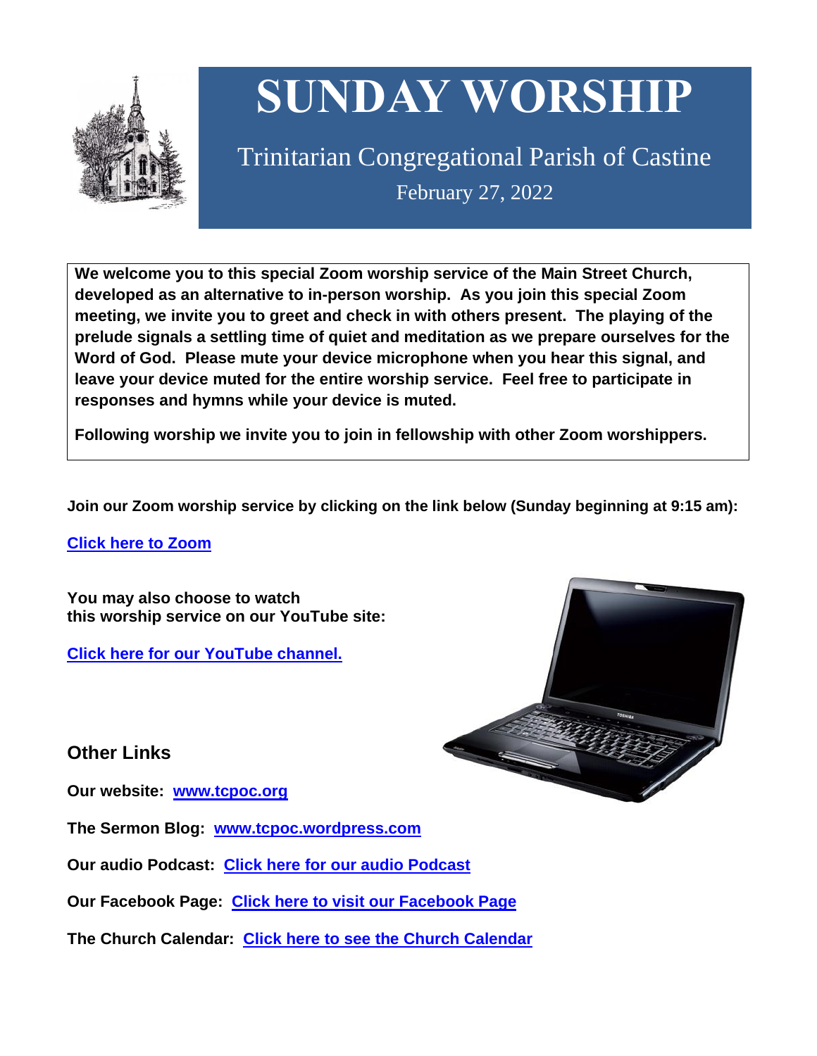# SUNDAY WORSHIP

Trinitarian Congregational Parish of Castine

February 27, 2022

**We welcome you to this special Zoom worship service of the Main Street Church, developed as an alternative to in-person worship. As you join this special Zoom meeting, we invite you to greet and check in with others present. The playing of the prelude signals a settling time of quiet and meditation as we prepare ourselves for the Word of God. Please mute your device microphone when you hear this signal, and leave your device muted for the entire worship service. Feel free to participate in responses and hymns while your device is muted.**

**Following worship we invite you to join in fellowship with other Zoom worshippers.**

**Join our Zoom worship service by clicking on the link below (Sunday beginning at 9:15 am):**

**Click here to Zoom**

**You may also choose to watch this worship service on our YouTube site:**

**Click here for our YouTube channel.**

## Other Links

**Our website:** **www.tcpoc.org**

**The Sermon Blog:** **www.tcpoc.wordpress.com**

**Our audio Podcast:** **Click here for our audio Podcast**

**Our Facebook Page:** **Click here to visit our Facebook Page**

**The Church Calendar:** **Click here to see the Church Calendar**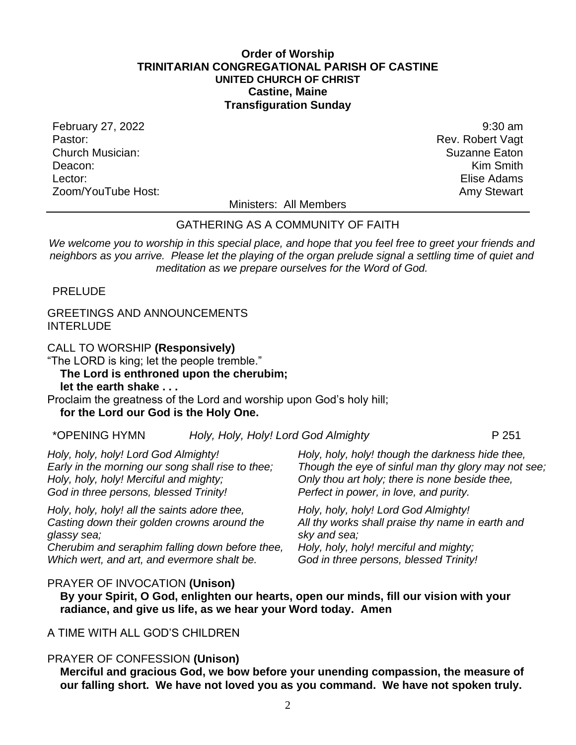**Order of Worship**
**TRINITARIAN CONGREGATIONAL PARISH OF CASTINE**
**UNITED CHURCH OF CHRIST**
**Castine, Maine**
**Transfiguration Sunday**

February 27, 2022 — 9:30 am
Pastor: Rev. Robert Vagt
Church Musician: Suzanne Eaton
Deacon: Kim Smith
Lector: Elise Adams
Zoom/YouTube Host: Amy Stewart

Ministers: All Members

---

GATHERING AS A COMMUNITY OF FAITH

*We welcome you to worship in this special place, and hope that you feel free to greet your friends and neighbors as you arrive. Please let the playing of the organ prelude signal a settling time of quiet and meditation as we prepare ourselves for the Word of God.*

PRELUDE

GREETINGS AND ANNOUNCEMENTS
INTERLUDE

CALL TO WORSHIP **(Responsively)**
"The LORD is king; let the people tremble."
**The Lord is enthroned upon the cherubim;**
**let the earth shake . . .**
Proclaim the greatness of the Lord and worship upon God's holy hill;
**for the Lord our God is the Holy One.**

*OPENING HYMN *Holy, Holy, Holy! Lord God Almighty* P 251

*Holy, holy, holy! Lord God Almighty!*
*Early in the morning our song shall rise to thee;*
*Holy, holy, holy! Merciful and mighty;*
*God in three persons, blessed Trinity!*

*Holy, holy, holy! all the saints adore thee,*
*Casting down their golden crowns around the glassy sea;*
*Cherubim and seraphim falling down before thee,*
*Which wert, and art, and evermore shalt be.*

*Holy, holy, holy! though the darkness hide thee,*
*Though the eye of sinful man thy glory may not see;*
*Only thou art holy; there is none beside thee,*
*Perfect in power, in love, and purity.*

*Holy, holy, holy! Lord God Almighty!*
*All thy works shall praise thy name in earth and sky and sea;*
*Holy, holy, holy! merciful and mighty;*
*God in three persons, blessed Trinity!*

PRAYER OF INVOCATION **(Unison)**
**By your Spirit, O God, enlighten our hearts, open our minds, fill our vision with your radiance, and give us life, as we hear your Word today. Amen**

A TIME WITH ALL GOD'S CHILDREN

PRAYER OF CONFESSION **(Unison)**
**Merciful and gracious God, we bow before your unending compassion, the measure of our falling short. We have not loved you as you command. We have not spoken truly.**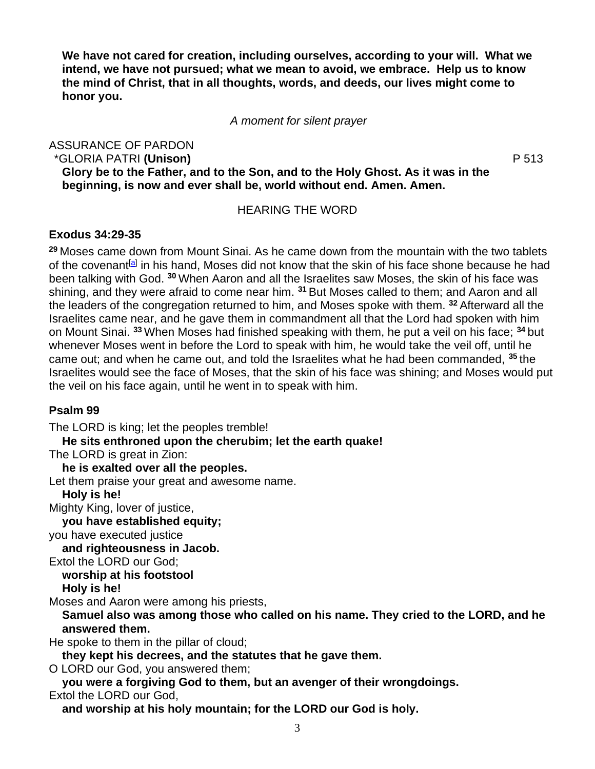**We have not cared for creation, including ourselves, according to your will. What we intend, we have not pursued; what we mean to avoid, we embrace. Help us to know the mind of Christ, that in all thoughts, words, and deeds, our lives might come to honor you.**

*A moment for silent prayer*

ASSURANCE OF PARDON

\*GLORIA PATRI **(Unison)** P 513

**Glory be to the Father, and to the Son, and to the Holy Ghost. As it was in the beginning, is now and ever shall be, world without end. Amen. Amen.**

HEARING THE WORD

**Exodus 34:29-35**

**29** Moses came down from Mount Sinai. As he came down from the mountain with the two tablets of the covenant[a] in his hand, Moses did not know that the skin of his face shone because he had been talking with God. **30** When Aaron and all the Israelites saw Moses, the skin of his face was shining, and they were afraid to come near him. **31** But Moses called to them; and Aaron and all the leaders of the congregation returned to him, and Moses spoke with them. **32** Afterward all the Israelites came near, and he gave them in commandment all that the Lord had spoken with him on Mount Sinai. **33** When Moses had finished speaking with them, he put a veil on his face; **34** but whenever Moses went in before the Lord to speak with him, he would take the veil off, until he came out; and when he came out, and told the Israelites what he had been commanded, **35** the Israelites would see the face of Moses, that the skin of his face was shining; and Moses would put the veil on his face again, until he went in to speak with him.

**Psalm 99**

The LORD is king; let the peoples tremble!
**He sits enthroned upon the cherubim; let the earth quake!**
The LORD is great in Zion:
**he is exalted over all the peoples.**
Let them praise your great and awesome name.
**Holy is he!**
Mighty King, lover of justice,
**you have established equity;**
you have executed justice
**and righteousness in Jacob.**
Extol the LORD our God;
**worship at his footstool**
**Holy is he!**
Moses and Aaron were among his priests,
**Samuel also was among those who called on his name. They cried to the LORD, and he answered them.**
He spoke to them in the pillar of cloud;
**they kept his decrees, and the statutes that he gave them.**
O LORD our God, you answered them;
**you were a forgiving God to them, but an avenger of their wrongdoings.**
Extol the LORD our God,
**and worship at his holy mountain; for the LORD our God is holy.**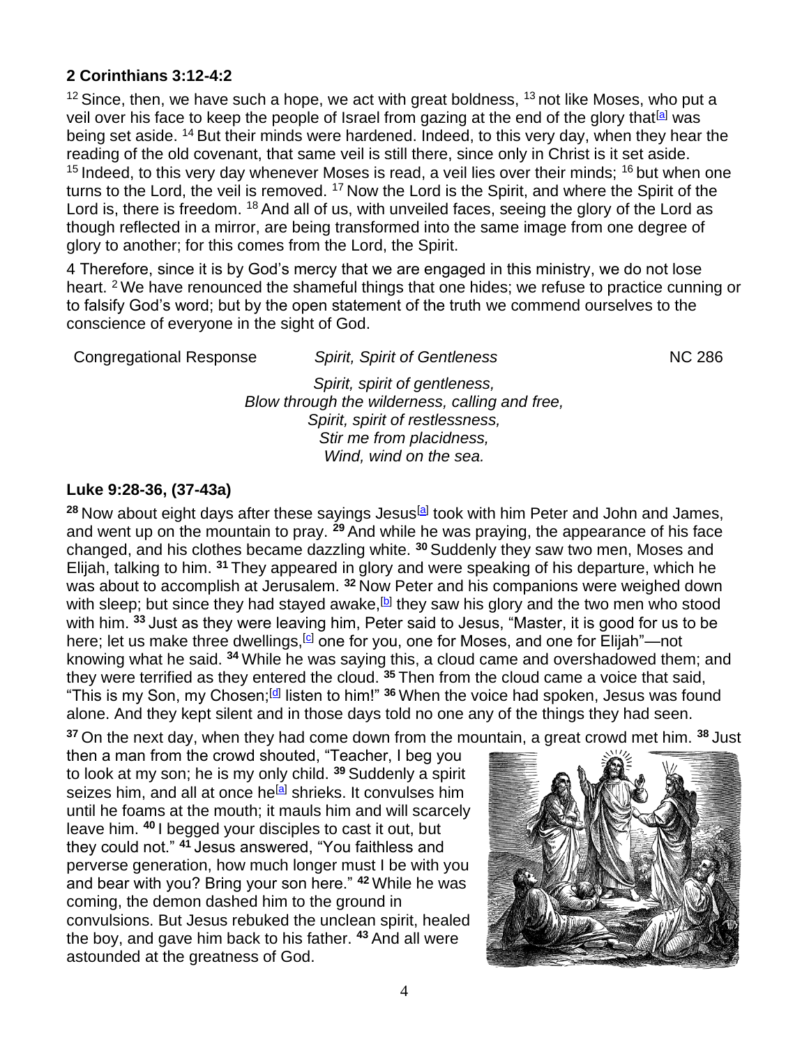### 2 Corinthians 3:12-4:2

[12] Since, then, we have such a hope, we act with great boldness, [13] not like Moses, who put a veil over his face to keep the people of Israel from gazing at the end of the glory that[a] was being set aside. [14] But their minds were hardened. Indeed, to this very day, when they hear the reading of the old covenant, that same veil is still there, since only in Christ is it set aside. [15] Indeed, to this very day whenever Moses is read, a veil lies over their minds; [16] but when one turns to the Lord, the veil is removed. [17] Now the Lord is the Spirit, and where the Spirit of the Lord is, there is freedom. [18] And all of us, with unveiled faces, seeing the glory of the Lord as though reflected in a mirror, are being transformed into the same image from one degree of glory to another; for this comes from the Lord, the Spirit.

4 Therefore, since it is by God's mercy that we are engaged in this ministry, we do not lose heart. [2] We have renounced the shameful things that one hides; we refuse to practice cunning or to falsify God's word; but by the open statement of the truth we commend ourselves to the conscience of everyone in the sight of God.

Congregational Response *Spirit, Spirit of Gentleness* NC 286

*Spirit, spirit of gentleness,*
*Blow through the wilderness, calling and free,*
*Spirit, spirit of restlessness,*
*Stir me from placidness,*
*Wind, wind on the sea.*

### Luke 9:28-36, (37-43a)

**28** Now about eight days after these sayings Jesus[a] took with him Peter and John and James, and went up on the mountain to pray. **29** And while he was praying, the appearance of his face changed, and his clothes became dazzling white. **30** Suddenly they saw two men, Moses and Elijah, talking to him. **31** They appeared in glory and were speaking of his departure, which he was about to accomplish at Jerusalem. **32** Now Peter and his companions were weighed down with sleep; but since they had stayed awake,[b] they saw his glory and the two men who stood with him. **33** Just as they were leaving him, Peter said to Jesus, "Master, it is good for us to be here; let us make three dwellings,[c] one for you, one for Moses, and one for Elijah"—not knowing what he said. **34** While he was saying this, a cloud came and overshadowed them; and they were terrified as they entered the cloud. **35** Then from the cloud came a voice that said, "This is my Son, my Chosen;[d] listen to him!" **36** When the voice had spoken, Jesus was found alone. And they kept silent and in those days told no one any of the things they had seen.

**37** On the next day, when they had come down from the mountain, a great crowd met him. **38** Just then a man from the crowd shouted, "Teacher, I beg you to look at my son; he is my only child. **39** Suddenly a spirit seizes him, and all at once he[a] shrieks. It convulses him until he foams at the mouth; it mauls him and will scarcely leave him. **40** I begged your disciples to cast it out, but they could not." **41** Jesus answered, "You faithless and perverse generation, how much longer must I be with you and bear with you? Bring your son here." **42** While he was coming, the demon dashed him to the ground in convulsions. But Jesus rebuked the unclean spirit, healed the boy, and gave him back to his father. **43** And all were astounded at the greatness of God.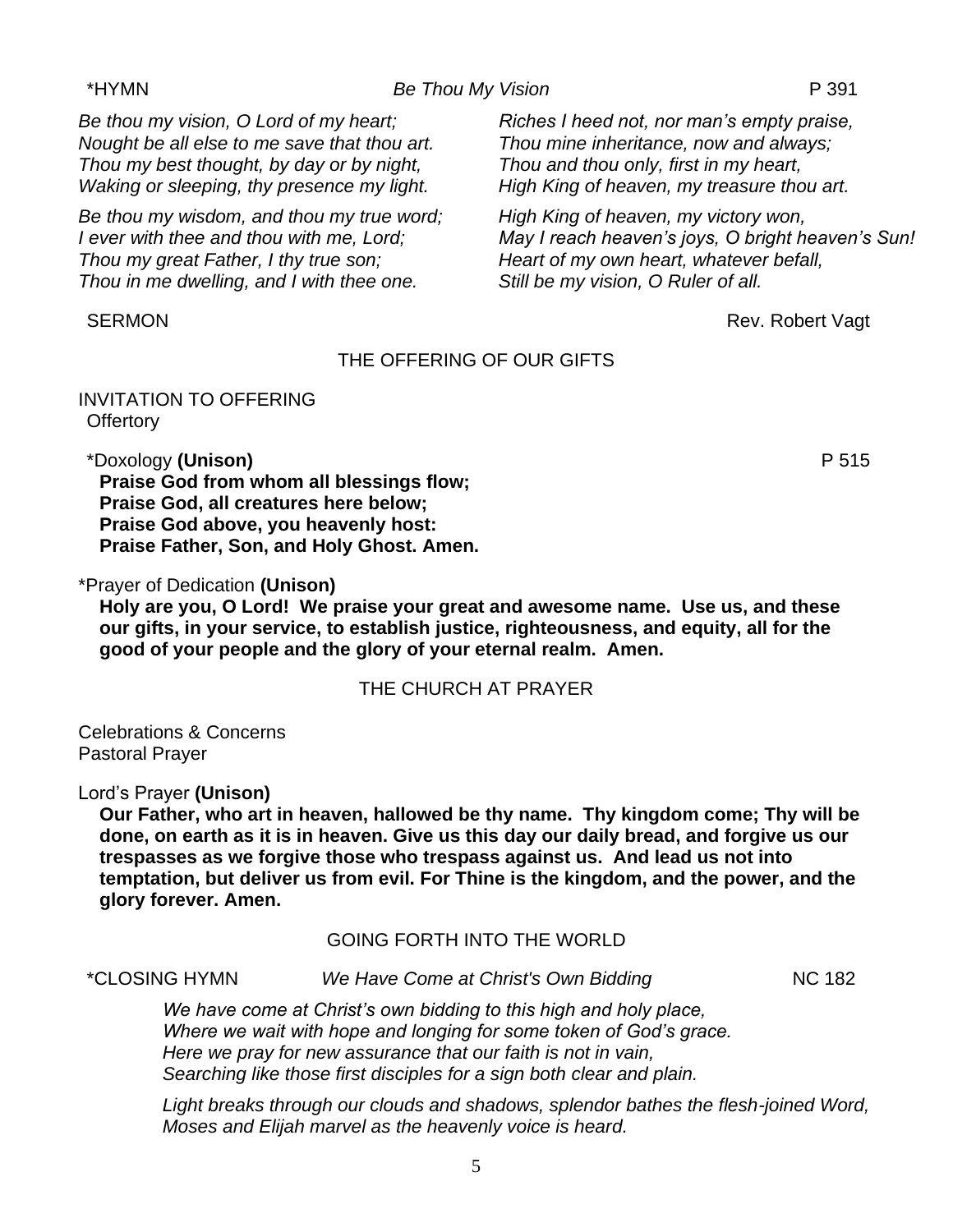*HYMN *Be Thou My Vision* P 391

*Be thou my vision, O Lord of my heart;*
*Nought be all else to me save that thou art.*
*Thou my best thought, by day or by night,*
*Waking or sleeping, thy presence my light.*

*Be thou my wisdom, and thou my true word;*
*I ever with thee and thou with me, Lord;*
*Thou my great Father, I thy true son;*
*Thou in me dwelling, and I with thee one.*

*Riches I heed not, nor man's empty praise,*
*Thou mine inheritance, now and always;*
*Thou and thou only, first in my heart,*
*High King of heaven, my treasure thou art.*

*High King of heaven, my victory won,*
*May I reach heaven's joys, O bright heaven's Sun!*
*Heart of my own heart, whatever befall,*
*Still be my vision, O Ruler of all.*

SERMON Rev. Robert Vagt

## THE OFFERING OF OUR GIFTS

INVITATION TO OFFERING
Offertory

*Doxology **(Unison)** P 515

**Praise God from whom all blessings flow;**
**Praise God, all creatures here below;**
**Praise God above, you heavenly host:**
**Praise Father, Son, and Holy Ghost. Amen.**

*Prayer of Dedication **(Unison)**

**Holy are you, O Lord! We praise your great and awesome name. Use us, and these our gifts, in your service, to establish justice, righteousness, and equity, all for the good of your people and the glory of your eternal realm. Amen.**

## THE CHURCH AT PRAYER

Celebrations & Concerns
Pastoral Prayer

Lord's Prayer **(Unison)**

**Our Father, who art in heaven, hallowed be thy name. Thy kingdom come; Thy will be done, on earth as it is in heaven. Give us this day our daily bread, and forgive us our trespasses as we forgive those who trespass against us. And lead us not into temptation, but deliver us from evil. For Thine is the kingdom, and the power, and the glory forever. Amen.**

## GOING FORTH INTO THE WORLD

*CLOSING HYMN *We Have Come at Christ's Own Bidding* NC 182

*We have come at Christ's own bidding to this high and holy place,*
*Where we wait with hope and longing for some token of God's grace.*
*Here we pray for new assurance that our faith is not in vain,*
*Searching like those first disciples for a sign both clear and plain.*

*Light breaks through our clouds and shadows, splendor bathes the flesh-joined Word,*
*Moses and Elijah marvel as the heavenly voice is heard.*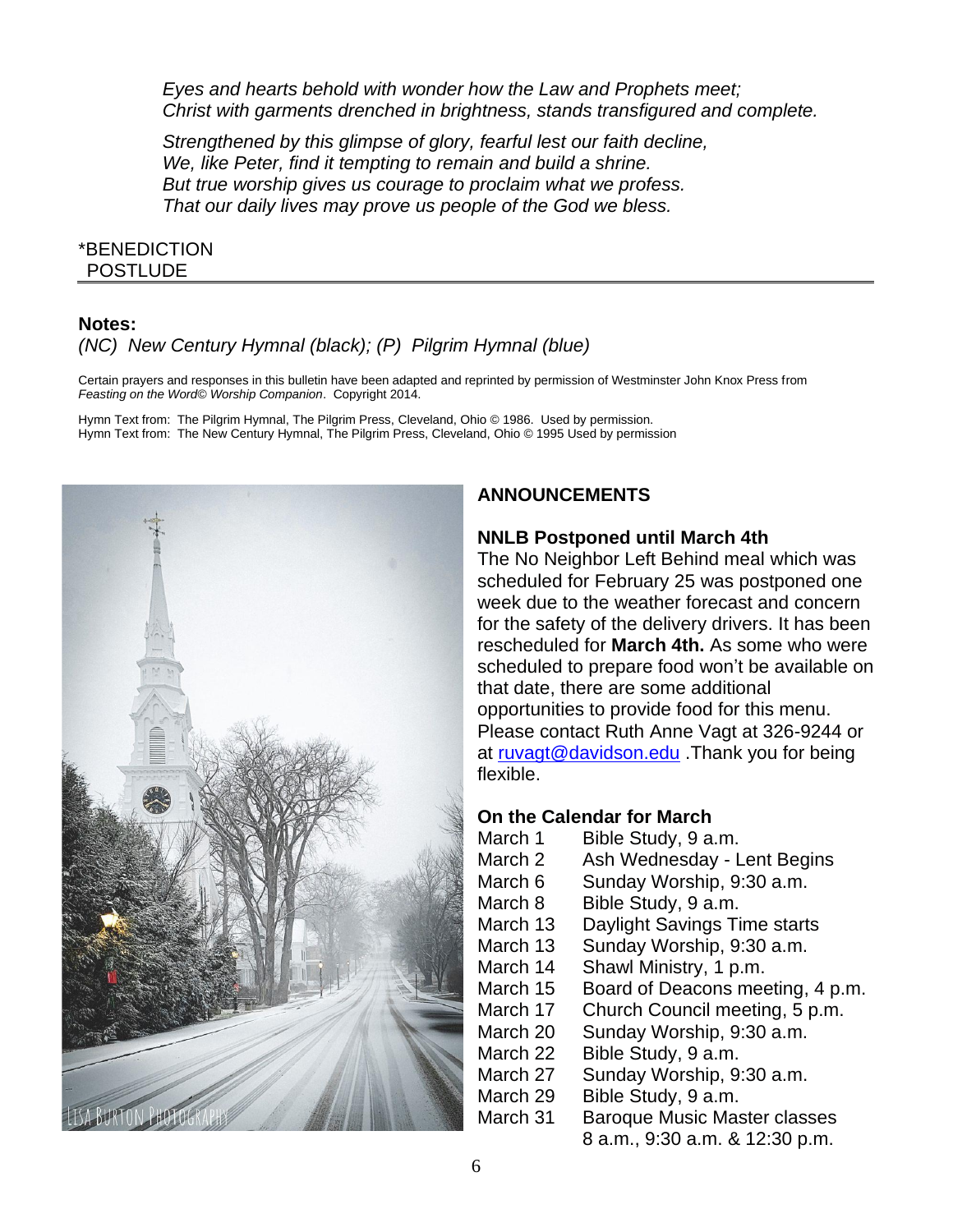*Eyes and hearts behold with wonder how the Law and Prophets meet;*
*Christ with garments drenched in brightness, stands transfigured and complete.*

*Strengthened by this glimpse of glory, fearful lest our faith decline,*
*We, like Peter, find it tempting to remain and build a shrine.*
*But true worship gives us courage to proclaim what we profess.*
*That our daily lives may prove us people of the God we bless.*

*BENEDICTION
POSTLUDE

---

**Notes:**
*(NC) New Century Hymnal (black); (P) Pilgrim Hymnal (blue)*

Certain prayers and responses in this bulletin have been adapted and reprinted by permission of Westminster John Knox Press from *Feasting on the Word© Worship Companion*. Copyright 2014.

Hymn Text from: The Pilgrim Hymnal, The Pilgrim Press, Cleveland, Ohio © 1986. Used by permission.
Hymn Text from: The New Century Hymnal, The Pilgrim Press, Cleveland, Ohio © 1995 Used by permission

## ANNOUNCEMENTS

### NNLB Postponed until March 4th

The No Neighbor Left Behind meal which was scheduled for February 25 was postponed one week due to the weather forecast and concern for the safety of the delivery drivers. It has been rescheduled for **March 4th.** As some who were scheduled to prepare food won't be available on that date, there are some additional opportunities to provide food for this menu. Please contact Ruth Anne Vagt at 326-9244 or at ruvagt@davidson.edu .Thank you for being flexible.

### On the Calendar for March

| | |
|---|---|
| March 1 | Bible Study, 9 a.m. |
| March 2 | Ash Wednesday - Lent Begins |
| March 6 | Sunday Worship, 9:30 a.m. |
| March 8 | Bible Study, 9 a.m. |
| March 13 | Daylight Savings Time starts |
| March 13 | Sunday Worship, 9:30 a.m. |
| March 14 | Shawl Ministry, 1 p.m. |
| March 15 | Board of Deacons meeting, 4 p.m. |
| March 17 | Church Council meeting, 5 p.m. |
| March 20 | Sunday Worship, 9:30 a.m. |
| March 22 | Bible Study, 9 a.m. |
| March 27 | Sunday Worship, 9:30 a.m. |
| March 29 | Bible Study, 9 a.m. |
| March 31 | Baroque Music Master classes 8 a.m., 9:30 a.m. & 12:30 p.m. |